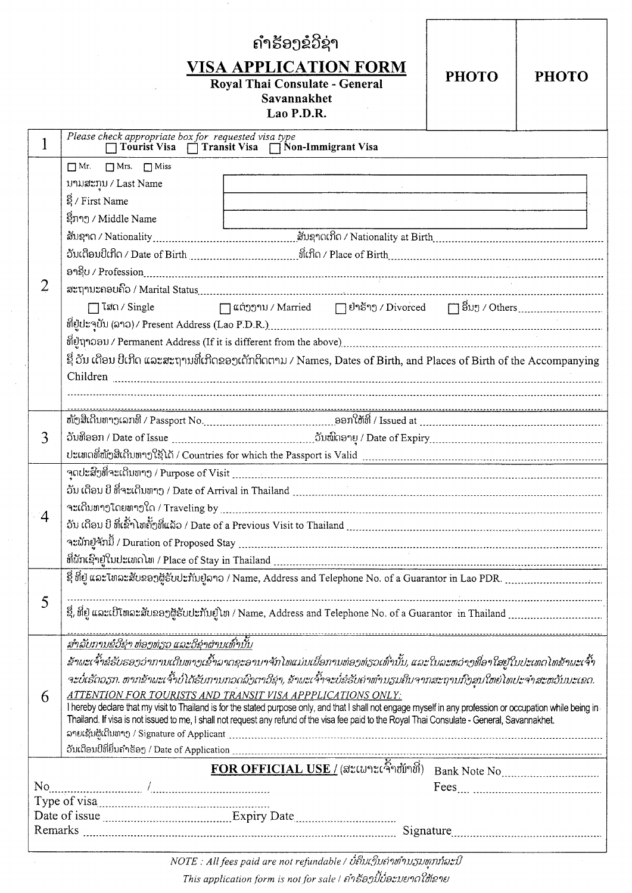# ຄຳຮ້ອງຂໍວີຊາ

## VISA APPLICATION FORM

**Royal Thai Consulate - General**
**Savannakhet**
**Lao P.D.R.**

**PHOTO** | **PHOTO**

**1**

*Please check appropriate box for requested visa type*

☐ **Tourist Visa** ☐ **Transit Visa** ☐ **Non-Immigrant Visa**

**2**

☐ Mr. ☐ Mrs. ☐ Miss

ນາມສະກຸນ / Last Name

ຊື່ / First Name

ຊື່ກາງ / Middle Name

ສັນຊາດ / Nationality .................................... ສັນຊາດເກີດ / Nationality at Birth ....................................

ວັນເດືອນປີເກີດ / Date of Birth .................................... ທີ່ເກີດ / Place of Birth ....................................

ອາຊີບ / Profession ....................................

ສະຖານະຄອບຄົວ / Marital Status ....................................

☐ ໂສດ / Single ☐ ແຕ່ງງານ / Married ☐ ຢ່າຮ້າງ / Divorced ☐ ອື່ນໆ / Others ....................

ທີ່ຢູ່ປະຈຸບັນ (ລາວ) / Present Address (Lao P.D.R.) ....................................

ທີ່ຢູ່ຖາວອນ / Permanent Address (If it is different from the above) ....................................

ຊື່ ວັນ ເດືອນ ປີເກີດ ແລະສະຖານທີ່ເກີດຂອງເດັກຕິດຕາມ / Names, Dates of Birth, and Places of Birth of the Accompanying Children ....................................

....................................

**3**

ໜັງສືເດີນທາງເລກທີ / Passport No. .................................... ອອກໃຫ້ທີ່ / Issued at ....................................

ວັນທີອອກ / Date of Issue .................................... ວັນໝົດອາຍຸ / Date of Expiry ....................................

ປະເທດທີ່ໜັງສືເດີນທາງໃຊ້ໄດ້ / Countries for which the Passport is Valid ....................................

**4**

ຈຸດປະສົງທີ່ຈະເດີນທາງ / Purpose of Visit ....................................

ວັນ ເດືອນ ປີ ທີ່ຈະເດີນທາງ / Date of Arrival in Thailand ....................................

ຈະເດີນທາງໂດຍທາງໃດ / Traveling by ....................................

ວັນ ເດືອນ ປີ ທີ່ເຂົ້າໄທຄັ້ງທີ່ແລ້ວ / Date of a Previous Visit to Thailand ....................................

ຈະພັກຢູ່ຈັກມື້ / Duration of Proposed Stay ....................................

ທີ່ພັກເຊົາຢູ່ໃນປະເທດໄທ / Place of Stay in Thailand ....................................

**5**

ຊື່ ທີ່ຢູ່ ແລະໂທລະສັບຂອງຜູ້ຮັບປະກັນຢູ່ລາວ / Name, Address and Telephone No. of a Guarantor in Lao PDR. ....................................

....................................

ຊື່, ທີ່ຢູ່ ແລະເບີໂທລະສັບຂອງຜູ້ຮັບປະກັນຢູ່ໄທ / Name, Address and Telephone No. of a Guarantor in Thailand ....................................

**6**

*ສຳລັບການຂໍວີຊາ ທ່ອງທ່ຽວ ແລະວີຊາຜ່ານເທົ່ານັ້ນ*

*ຂ້າພະເຈົ້າຂໍຮັບຮອງວ່າການເດີນທາງເຂົ້າລາດຊະອານາຈັກໄທແມ່ນເພື່ອການທ່ອງທ່ຽວເທົ່ານັ້ນ, ແລະໃນລະຫວ່າງທີ່ອາໄສຢູ່ໃນປະເທດໄທຂ້າພະເຈົ້າຈະບໍ່ເຮັດວຽກ. ຫາກຂ້າພະເຈົ້າບໍ່ໄດ້ຮັບການກວດລົງຕາວີຊາ, ຂ້າພະເຈົ້າຈະບໍ່ຂໍຮັບຄ່າທຳນຽມຄືນຈາກສະຖານກົງສຸນໃຫຍ່ໄທປະຈຳສະຫວັນນະເຂດ.*

*ATTENTION FOR TOURISTS AND TRANSIT VISA APPPLICATIONS ONLY:*

I hereby declare that my visit to Thailand is for the stated purpose only, and that I shall not engage myself in any profession or occupation while being in Thailand. If visa is not issued to me, I shall not request any refund of the visa fee paid to the Royal Thai Consulate - General, Savannakhet.

ລາຍເຊັນຜູ້ເດີນທາງ / Signature of Applicant ....................................

ວັນເດືອນປີທີ່ຍື່ນຄຳຮ້ອງ / Date of Application ....................................

**FOR OFFICIAL USE /** (ສະເພາະເຈົ້າໜ້າທີ່) Bank Note No ....................

No .................... / ....................  Fees ....................

Type of visa ....................

Date of issue .................... Expiry Date ....................

Remarks .................................... Signature ....................

*NOTE : All fees paid are not refundable / ບໍ່ຄືນເງິນຄ່າທຳນຽມທຸກກໍລະນີ*

*This application form is not for sale / ຄຳຮ້ອງນີ້ບໍ່ອະນຸຍາດໃຫ້ຂາຍ*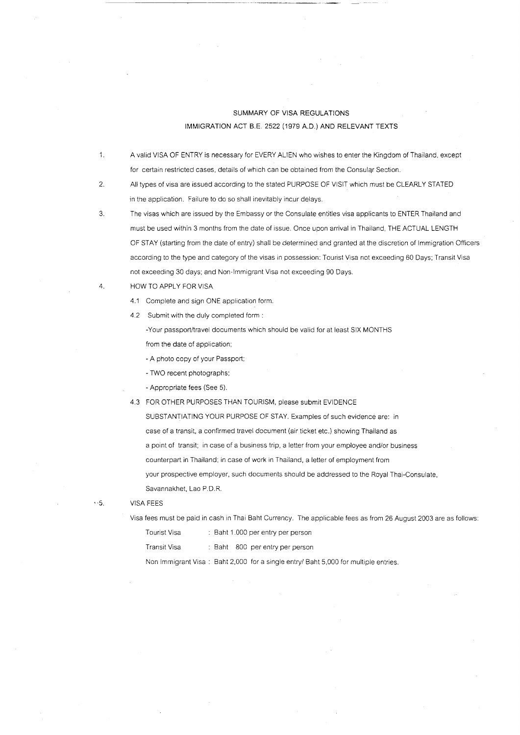# SUMMARY OF VISA REGULATIONS

## IMMIGRATION ACT B.E. 2522 (1979 A.D.) AND RELEVANT TEXTS

1. A valid VISA OF ENTRY is necessary for EVERY ALIEN who wishes to enter the Kingdom of Thailand, except for certain restricted cases, details of which can be obtained from the Consular Section.

2. All types of visa are issued according to the stated PURPOSE OF VISIT which must be CLEARLY STATED in the application. Failure to do so shall inevitably incur delays.

3. The visas which are issued by the Embassy or the Consulate entitles visa applicants to ENTER Thailand and must be used within 3 months from the date of issue. Once upon arrival in Thailand, THE ACTUAL LENGTH OF STAY (starting from the date of entry) shall be determined and granted at the discretion of Immigration Officers according to the type and category of the visas in possession: Tourist Visa not exceeding 60 Days; Transit Visa not exceeding 30 days; and Non-Immigrant Visa not exceeding 90 Days.

4. HOW TO APPLY FOR VISA

   4.1 Complete and sign ONE application form.

   4.2 Submit with the duly completed form :

   -Your passport/travel documents which should be valid for at least SIX MONTHS from the date of application;

   - A photo copy of your Passport;

   - TWO recent photographs;

   - Appropriate fees (See 5).

   4.3 FOR OTHER PURPOSES THAN TOURISM, please submit EVIDENCE SUBSTANTIATING YOUR PURPOSE OF STAY. Examples of such evidence are: in case of a transit, a confirmed travel document (air ticket etc.) showing Thailand as a point of transit; in case of a business trip, a letter from your employee and/or business counterpart in Thailand; in case of work in Thailand, a letter of employment from your prospective employer, such documents should be addressed to the Royal Thai-Consulate, Savannakhet, Lao P.D.R.

5. VISA FEES

   Visa fees must be paid in cash in Thai Baht Currency. The applicable fees as from 26 August 2003 are as follows:

   Tourist Visa : Baht 1.000 per entry per person

   Transit Visa : Baht 800 per entry per person

   Non Immigrant Visa : Baht 2,000 for a single entry/ Baht 5,000 for multiple entries.